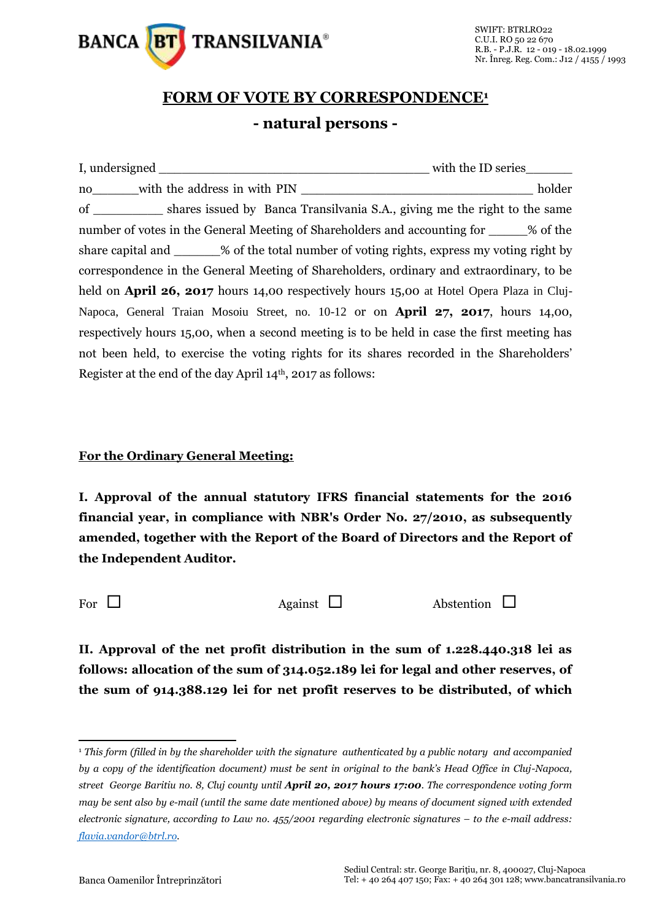BANCA BT TRANSILVANIA®

SWIFT: BTRLRO22
C.U.I. RO 50 22 670
R.B. - P.J.R. 12 - 019 - 18.02.1999
Nr. Înreg. Reg. Com.: J12 / 4155 / 1993

# FORM OF VOTE BY CORRESPONDENCE[1]

## - natural persons -

I, undersigned ________________________________________ with the ID series______ no_______with the address in with PIN _________________________________ holder of __________ shares issued by Banca Transilvania S.A., giving me the right to the same number of votes in the General Meeting of Shareholders and accounting for ______% of the share capital and _______% of the total number of voting rights, express my voting right by correspondence in the General Meeting of Shareholders, ordinary and extraordinary, to be held on **April 26, 2017** hours 14,00 respectively hours 15,00 at Hotel Opera Plaza in Cluj-Napoca, General Traian Mosoiu Street, no. 10-12 or on **April 27, 2017**, hours 14,00, respectively hours 15,00, when a second meeting is to be held in case the first meeting has not been held, to exercise the voting rights for its shares recorded in the Shareholders' Register at the end of the day April 14th, 2017 as follows:

**For the Ordinary General Meeting:**

**I. Approval of the annual statutory IFRS financial statements for the 2016 financial year, in compliance with NBR's Order No. 27/2010, as subsequently amended, together with the Report of the Board of Directors and the Report of the Independent Auditor.**

For ☐ Against ☐ Abstention ☐

**II. Approval of the net profit distribution in the sum of 1.228.440.318 lei as follows: allocation of the sum of 314.052.189 lei for legal and other reserves, of the sum of 914.388.129 lei for net profit reserves to be distributed, of which**

---

[1] *This form (filled in by the shareholder with the signature authenticated by a public notary and accompanied by a copy of the identification document) must be sent in original to the bank's Head Office in Cluj-Napoca, street George Baritiu no. 8, Cluj county until **April 20, 2017 hours 17:00**. The correspondence voting form may be sent also by e-mail (until the same date mentioned above) by means of document signed with extended electronic signature, according to Law no. 455/2001 regarding electronic signatures – to the e-mail address: flavia.vandor@btrl.ro.*

Banca Oamenilor Întreprinzători

Sediul Central: str. George Barițiu, nr. 8, 400027, Cluj-Napoca
Tel: + 40 264 407 150; Fax: + 40 264 301 128; www.bancatransilvania.ro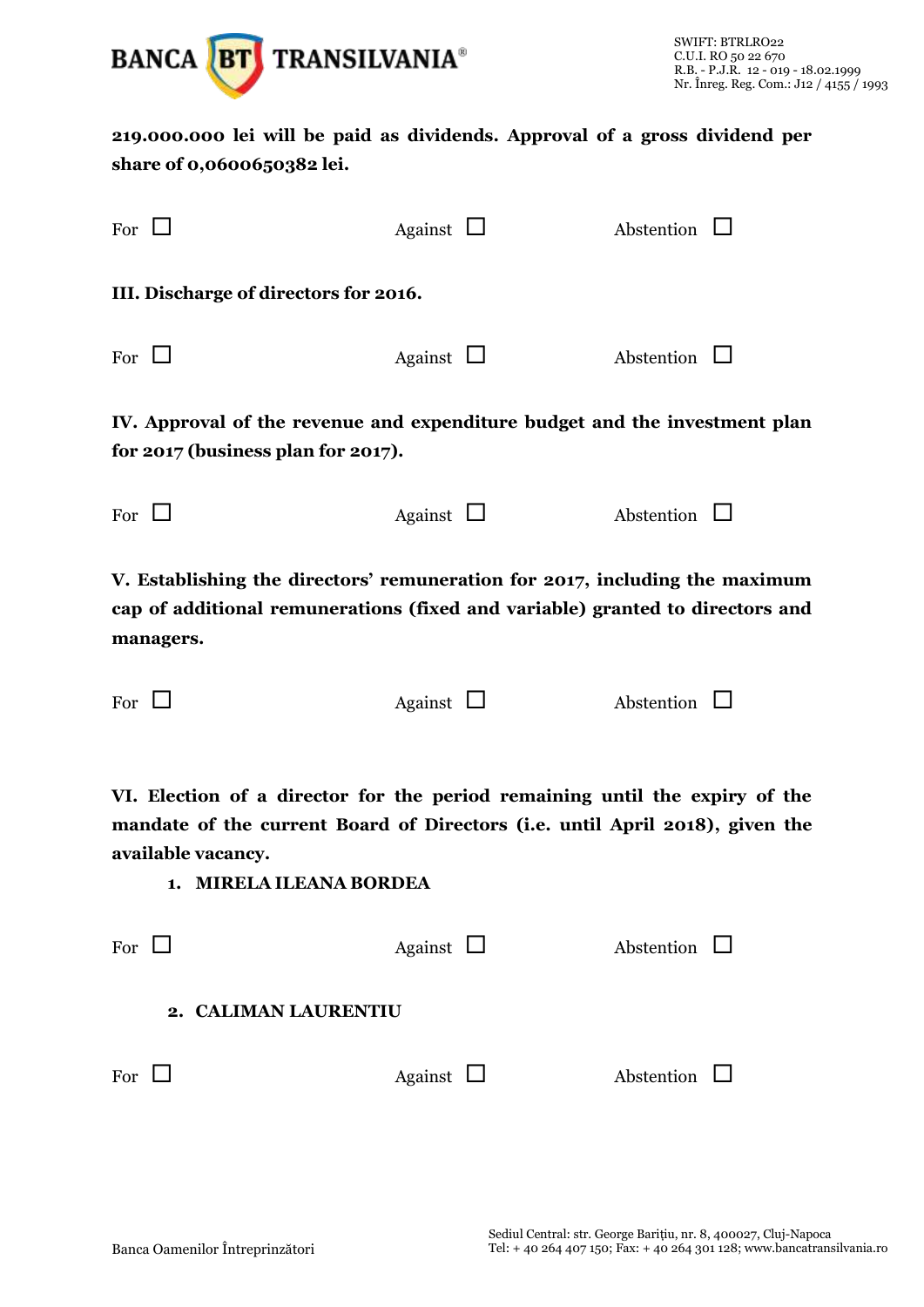**219.000.000 lei will be paid as dividends. Approval of a gross dividend per share of 0,0600650382 lei.**

For ☐ Against ☐ Abstention ☐

**III. Discharge of directors for 2016.**

For ☐ Against ☐ Abstention ☐

**IV. Approval of the revenue and expenditure budget and the investment plan for 2017 (business plan for 2017).**

For ☐ Against ☐ Abstention ☐

**V. Establishing the directors' remuneration for 2017, including the maximum cap of additional remunerations (fixed and variable) granted to directors and managers.**

For ☐ Against ☐ Abstention ☐

**VI. Election of a director for the period remaining until the expiry of the mandate of the current Board of Directors (i.e. until April 2018), given the available vacancy.**

1. **MIRELA ILEANA BORDEA**

For ☐ Against ☐ Abstention ☐

2. **CALIMAN LAURENTIU**

For ☐ Against ☐ Abstention ☐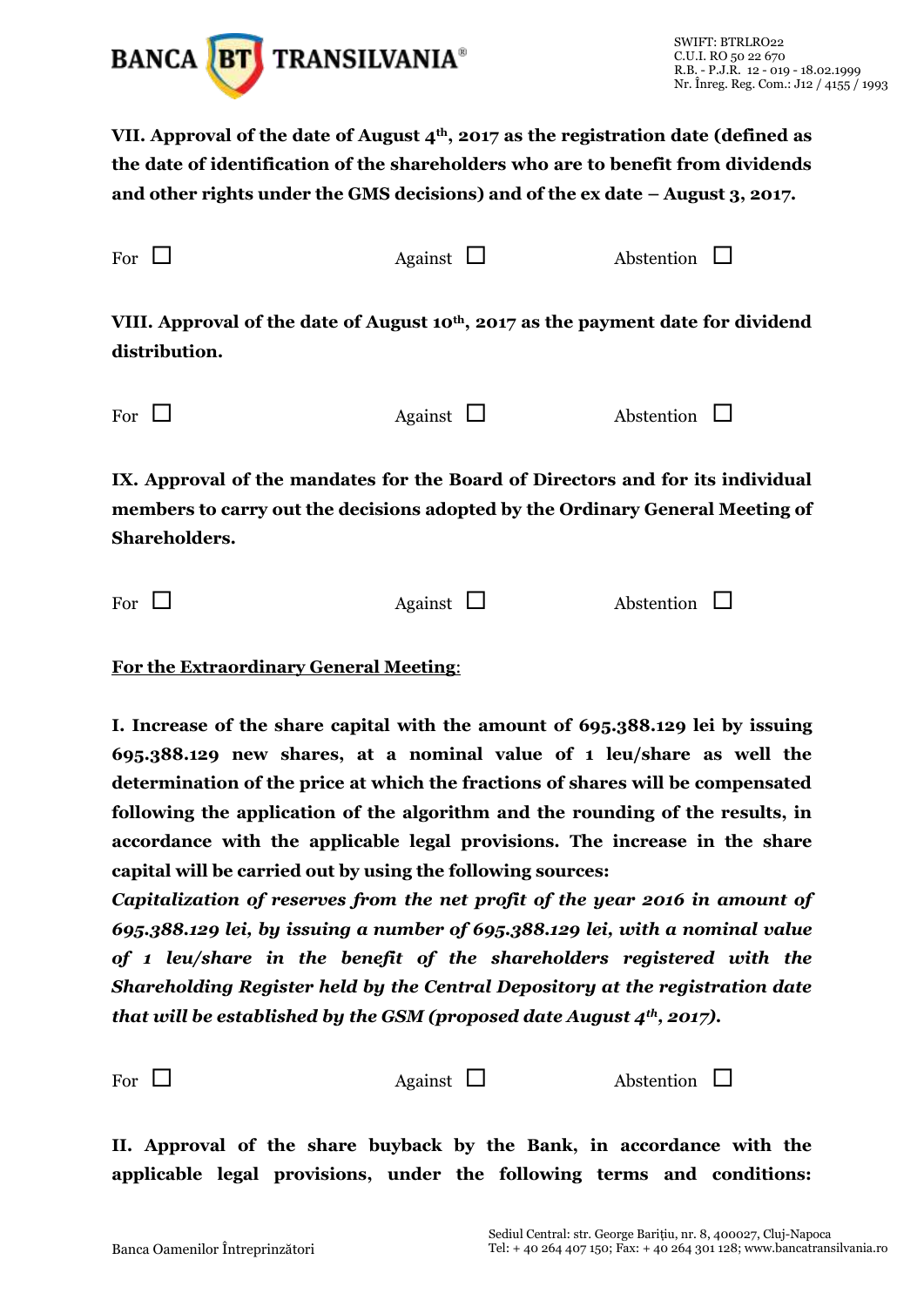**VII. Approval of the date of August 4th, 2017 as the registration date (defined as the date of identification of the shareholders who are to benefit from dividends and other rights under the GMS decisions) and of the ex date – August 3, 2017.**

For ☐ Against ☐ Abstention ☐

**VIII. Approval of the date of August 10th, 2017 as the payment date for dividend distribution.**

For ☐ Against ☐ Abstention ☐

**IX. Approval of the mandates for the Board of Directors and for its individual members to carry out the decisions adopted by the Ordinary General Meeting of Shareholders.**

For ☐ Against ☐ Abstention ☐

**<u>For the Extraordinary General Meeting</u>**:

**I. Increase of the share capital with the amount of 695.388.129 lei by issuing 695.388.129 new shares, at a nominal value of 1 leu/share as well the determination of the price at which the fractions of shares will be compensated following the application of the algorithm and the rounding of the results, in accordance with the applicable legal provisions. The increase in the share capital will be carried out by using the following sources:**

***Capitalization of reserves from the net profit of the year 2016 in amount of 695.388.129 lei, by issuing a number of 695.388.129 lei, with a nominal value of 1 leu/share in the benefit of the shareholders registered with the Shareholding Register held by the Central Depository at the registration date that will be established by the GSM (proposed date August 4th, 2017).***

For ☐ Against ☐ Abstention ☐

**II. Approval of the share buyback by the Bank, in accordance with the applicable legal provisions, under the following terms and conditions:**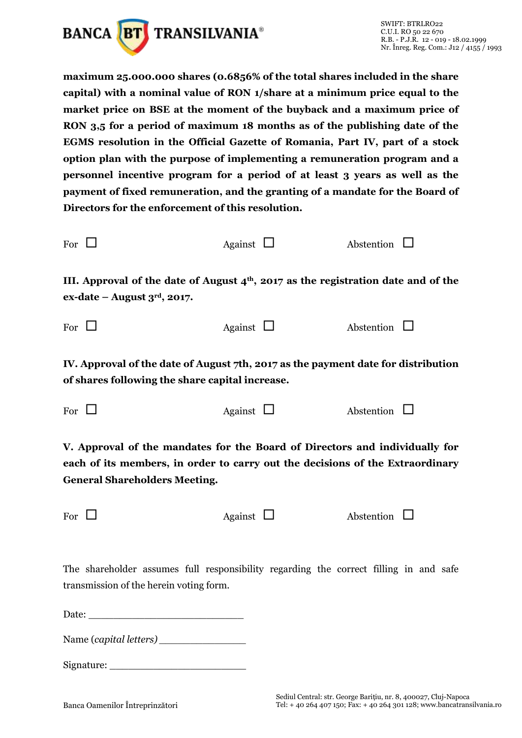**maximum 25.000.000 shares (0.6856% of the total shares included in the share capital) with a nominal value of RON 1/share at a minimum price equal to the market price on BSE at the moment of the buyback and a maximum price of RON 3,5 for a period of maximum 18 months as of the publishing date of the EGMS resolution in the Official Gazette of Romania, Part IV, part of a stock option plan with the purpose of implementing a remuneration program and a personnel incentive program for a period of at least 3 years as well as the payment of fixed remuneration, and the granting of a mandate for the Board of Directors for the enforcement of this resolution.**

For ☐ Against ☐ Abstention ☐

**III. Approval of the date of August 4th, 2017 as the registration date and of the ex-date – August 3rd, 2017.**

For ☐ Against ☐ Abstention ☐

**IV. Approval of the date of August 7th, 2017 as the payment date for distribution of shares following the share capital increase.**

For ☐ Against ☐ Abstention ☐

**V. Approval of the mandates for the Board of Directors and individually for each of its members, in order to carry out the decisions of the Extraordinary General Shareholders Meeting.**

For ☐ Against ☐ Abstention ☐

The shareholder assumes full responsibility regarding the correct filling in and safe transmission of the herein voting form.

Date: ___________________________

Name (*capital letters*) _______________

Signature: ________________________